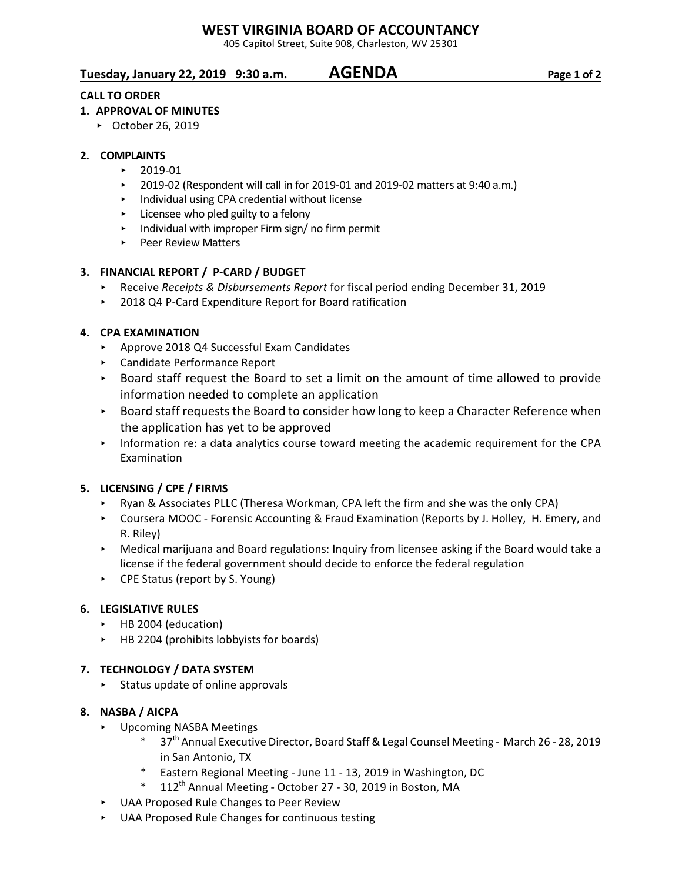# WEST VIRGINIA BOARD OF ACCOUNTANCY

405 Capitol Street, Suite 908, Charleston, WV 25301

**Tuesday, January 22, 2019 9:30 a.m.** **AGENDA**

**CALL TO ORDER**

**1. APPROVAL OF MINUTES**

- October 26, 2019

**2. COMPLAINTS**

- 2019-01
- 2019-02 (Respondent will call in for 2019-01 and 2019-02 matters at 9:40 a.m.)
- Individual using CPA credential without license
- Licensee who pled guilty to a felony
- Individual with improper Firm sign/ no firm permit
- Peer Review Matters

**3. FINANCIAL REPORT / P-CARD / BUDGET**

- Receive *Receipts & Disbursements Report* for fiscal period ending December 31, 2019
- 2018 Q4 P-Card Expenditure Report for Board ratification

**4. CPA EXAMINATION**

- Approve 2018 Q4 Successful Exam Candidates
- Candidate Performance Report
- Board staff request the Board to set a limit on the amount of time allowed to provide information needed to complete an application
- Board staff requests the Board to consider how long to keep a Character Reference when the application has yet to be approved
- Information re: a data analytics course toward meeting the academic requirement for the CPA Examination

**5. LICENSING / CPE / FIRMS**

- Ryan & Associates PLLC (Theresa Workman, CPA left the firm and she was the only CPA)
- Coursera MOOC - Forensic Accounting & Fraud Examination (Reports by J. Holley, H. Emery, and R. Riley)
- Medical marijuana and Board regulations: Inquiry from licensee asking if the Board would take a license if the federal government should decide to enforce the federal regulation
- CPE Status (report by S. Young)

**6. LEGISLATIVE RULES**

- HB 2004 (education)
- HB 2204 (prohibits lobbyists for boards)

**7. TECHNOLOGY / DATA SYSTEM**

- Status update of online approvals

**8. NASBA / AICPA**

- Upcoming NASBA Meetings
  - 37th Annual Executive Director, Board Staff & Legal Counsel Meeting - March 26 - 28, 2019 in San Antonio, TX
  - Eastern Regional Meeting - June 11 - 13, 2019 in Washington, DC
  - 112th Annual Meeting - October 27 - 30, 2019 in Boston, MA
- UAA Proposed Rule Changes to Peer Review
- UAA Proposed Rule Changes for continuous testing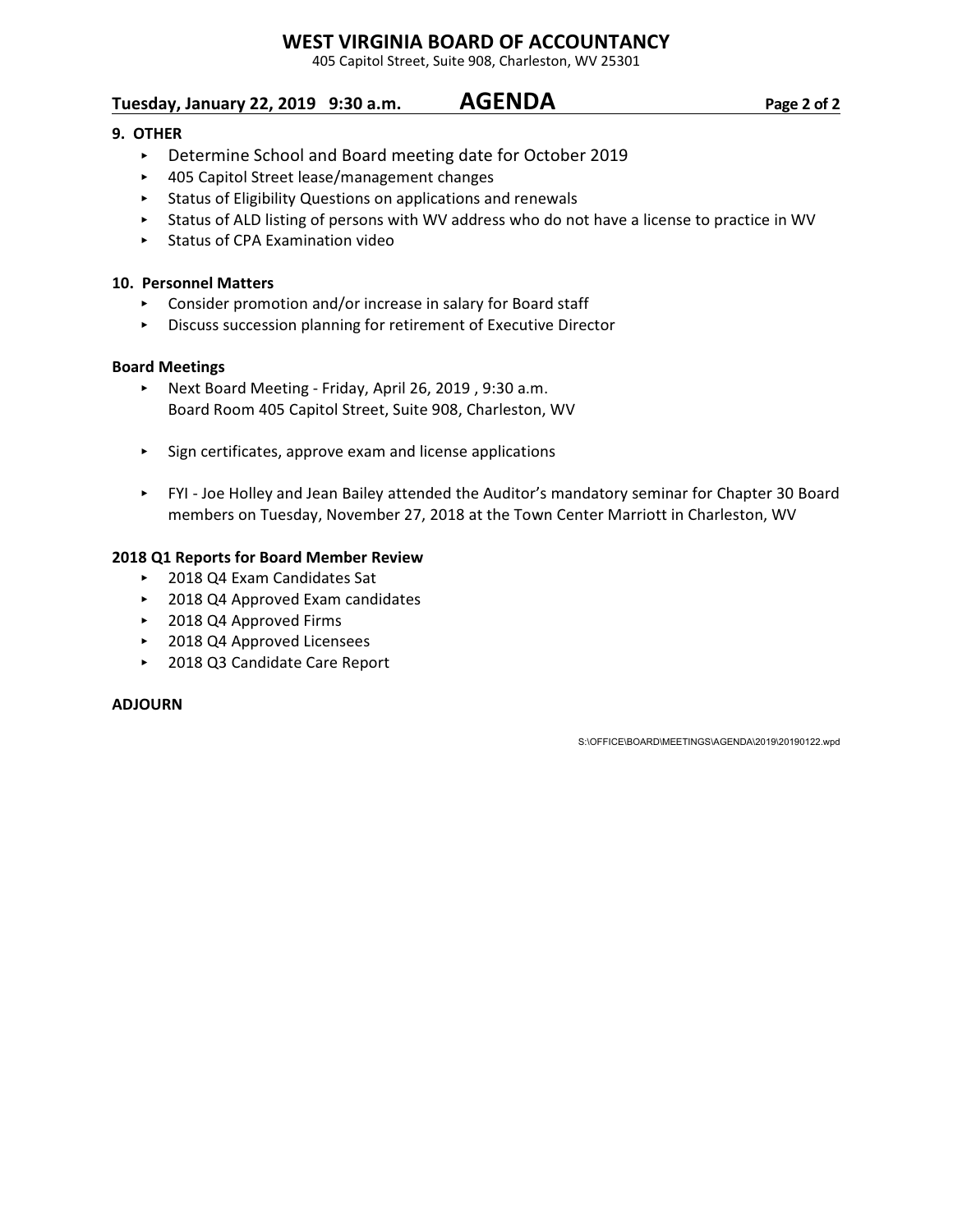# WEST VIRGINIA BOARD OF ACCOUNTANCY

405 Capitol Street, Suite 908, Charleston, WV 25301

**Tuesday, January 22, 2019 9:30 a.m.** **AGENDA**

**9. OTHER**

- Determine School and Board meeting date for October 2019
- 405 Capitol Street lease/management changes
- Status of Eligibility Questions on applications and renewals
- Status of ALD listing of persons with WV address who do not have a license to practice in WV
- Status of CPA Examination video

**10. Personnel Matters**

- Consider promotion and/or increase in salary for Board staff
- Discuss succession planning for retirement of Executive Director

**Board Meetings**

- Next Board Meeting - Friday, April 26, 2019 , 9:30 a.m.
  Board Room 405 Capitol Street, Suite 908, Charleston, WV

- Sign certificates, approve exam and license applications

- FYI - Joe Holley and Jean Bailey attended the Auditor's mandatory seminar for Chapter 30 Board members on Tuesday, November 27, 2018 at the Town Center Marriott in Charleston, WV

**2018 Q1 Reports for Board Member Review**

- 2018 Q4 Exam Candidates Sat
- 2018 Q4 Approved Exam candidates
- 2018 Q4 Approved Firms
- 2018 Q4 Approved Licensees
- 2018 Q3 Candidate Care Report

**ADJOURN**

S:\OFFICE\BOARD\MEETINGS\AGENDA\2019\20190122.wpd